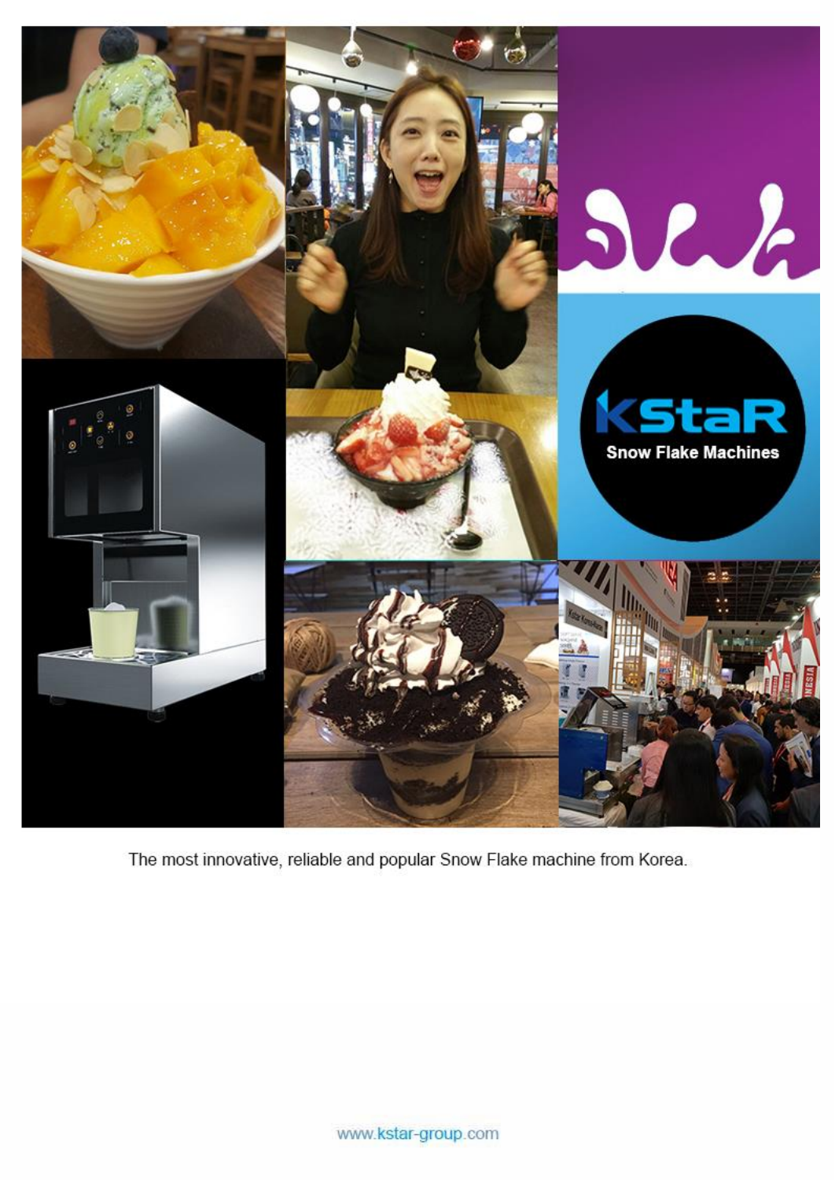KStaR

Snow Flake Machines

The most innovative, reliable and popular Snow Flake machine from Korea.

www.kstar-group.com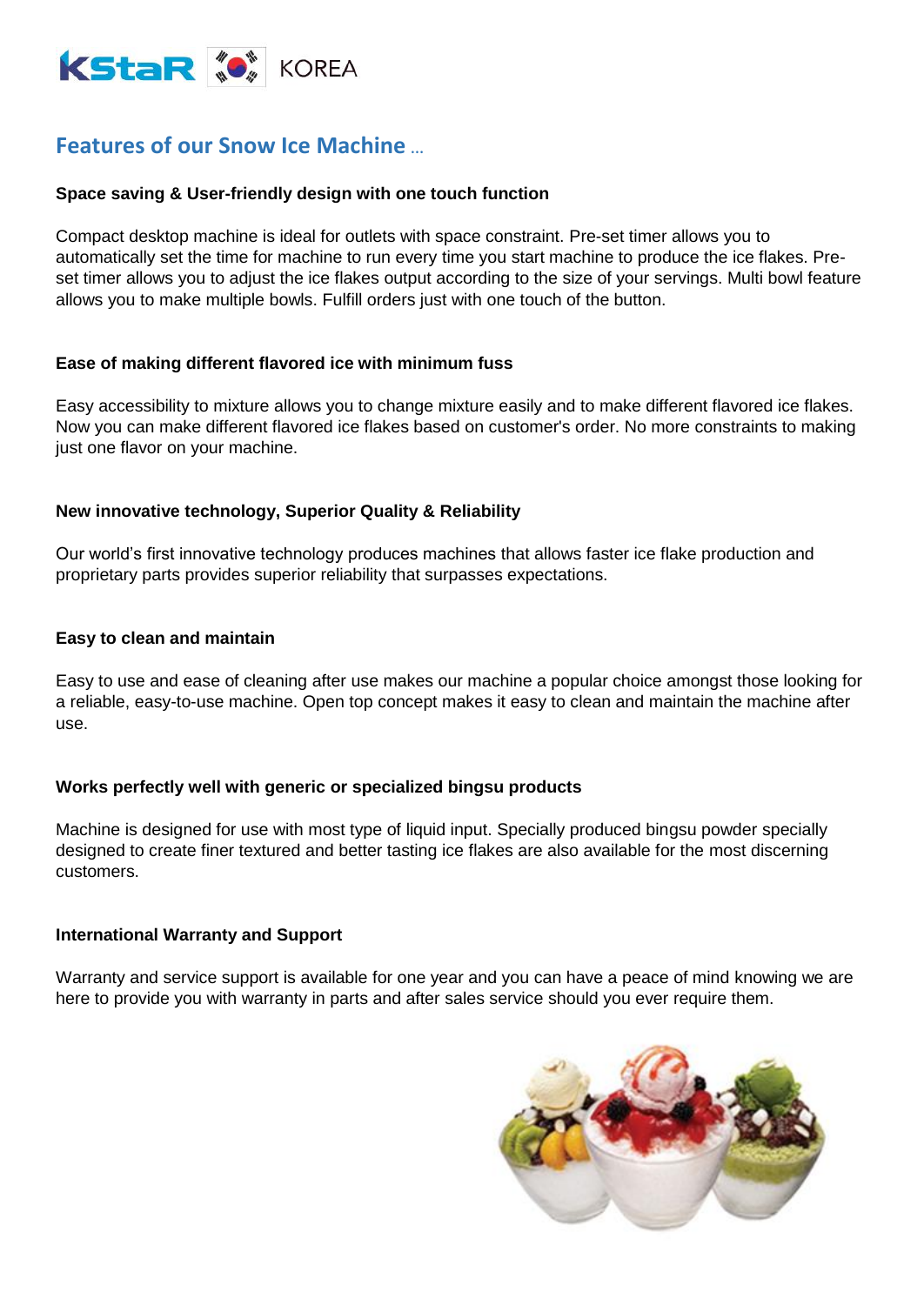KStaR KOREA

## Features of our Snow Ice Machine ...

**Space saving & User-friendly design with one touch function**

Compact desktop machine is ideal for outlets with space constraint. Pre-set timer allows you to automatically set the time for machine to run every time you start machine to produce the ice flakes. Pre-set timer allows you to adjust the ice flakes output according to the size of your servings. Multi bowl feature allows you to make multiple bowls. Fulfill orders just with one touch of the button.

**Ease of making different flavored ice with minimum fuss**

Easy accessibility to mixture allows you to change mixture easily and to make different flavored ice flakes. Now you can make different flavored ice flakes based on customer's order. No more constraints to making just one flavor on your machine.

**New innovative technology, Superior Quality & Reliability**

Our world's first innovative technology produces machines that allows faster ice flake production and proprietary parts provides superior reliability that surpasses expectations.

**Easy to clean and maintain**

Easy to use and ease of cleaning after use makes our machine a popular choice amongst those looking for a reliable, easy-to-use machine. Open top concept makes it easy to clean and maintain the machine after use.

**Works perfectly well with generic or specialized bingsu products**

Machine is designed for use with most type of liquid input. Specially produced bingsu powder specially designed to create finer textured and better tasting ice flakes are also available for the most discerning customers.

**International Warranty and Support**

Warranty and service support is available for one year and you can have a peace of mind knowing we are here to provide you with warranty in parts and after sales service should you ever require them.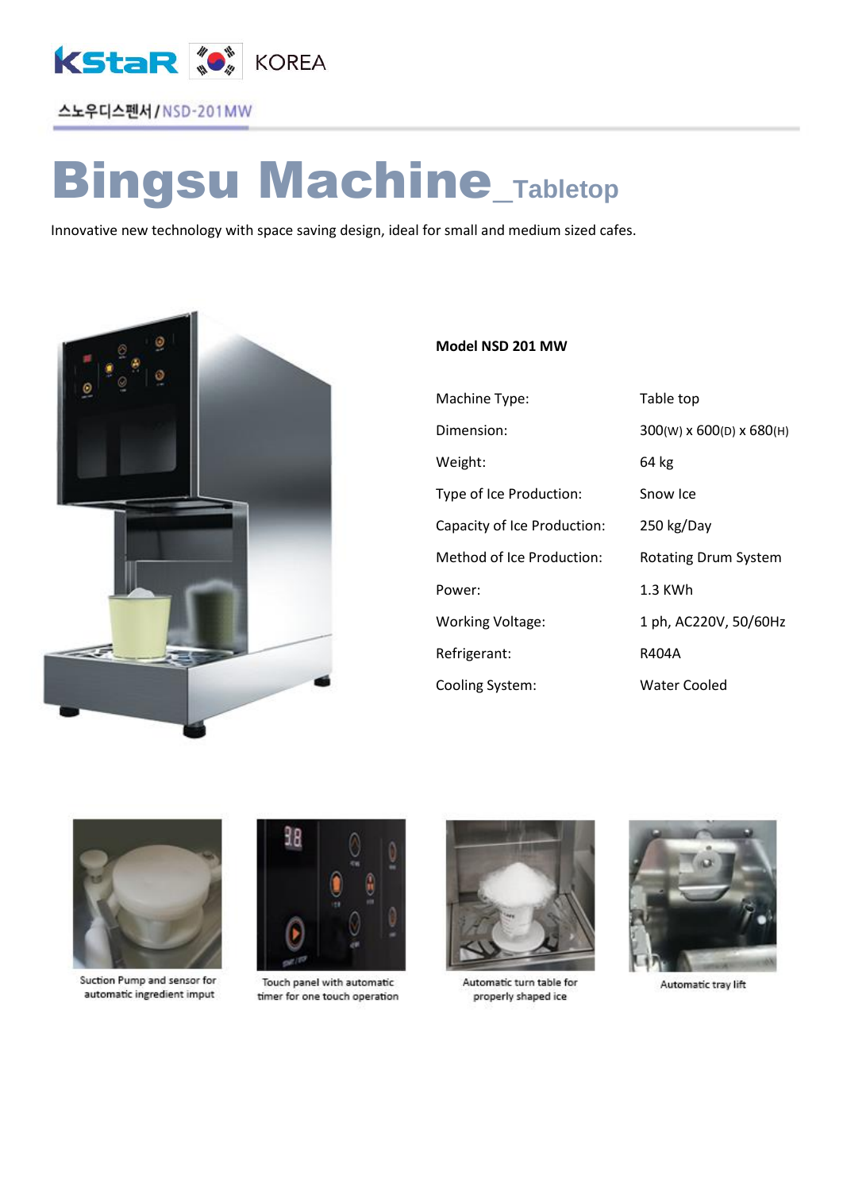KStaR KOREA

스노우디스펜서 / NSD-201MW

# Bingsu Machine_Tabletop

Innovative new technology with space saving design, ideal for small and medium sized cafes.

**Model NSD 201 MW**

| | |
|---|---|
| Machine Type: | Table top |
| Dimension: | 300(W) x 600(D) x 680(H) |
| Weight: | 64 kg |
| Type of Ice Production: | Snow Ice |
| Capacity of Ice Production: | 250 kg/Day |
| Method of Ice Production: | Rotating Drum System |
| Power: | 1.3 KWh |
| Working Voltage: | 1 ph, AC220V, 50/60Hz |
| Refrigerant: | R404A |
| Cooling System: | Water Cooled |

Suction Pump and sensor for automatic ingredient imput

Touch panel with automatic timer for one touch operation

Automatic turn table for properly shaped ice

Automatic tray lift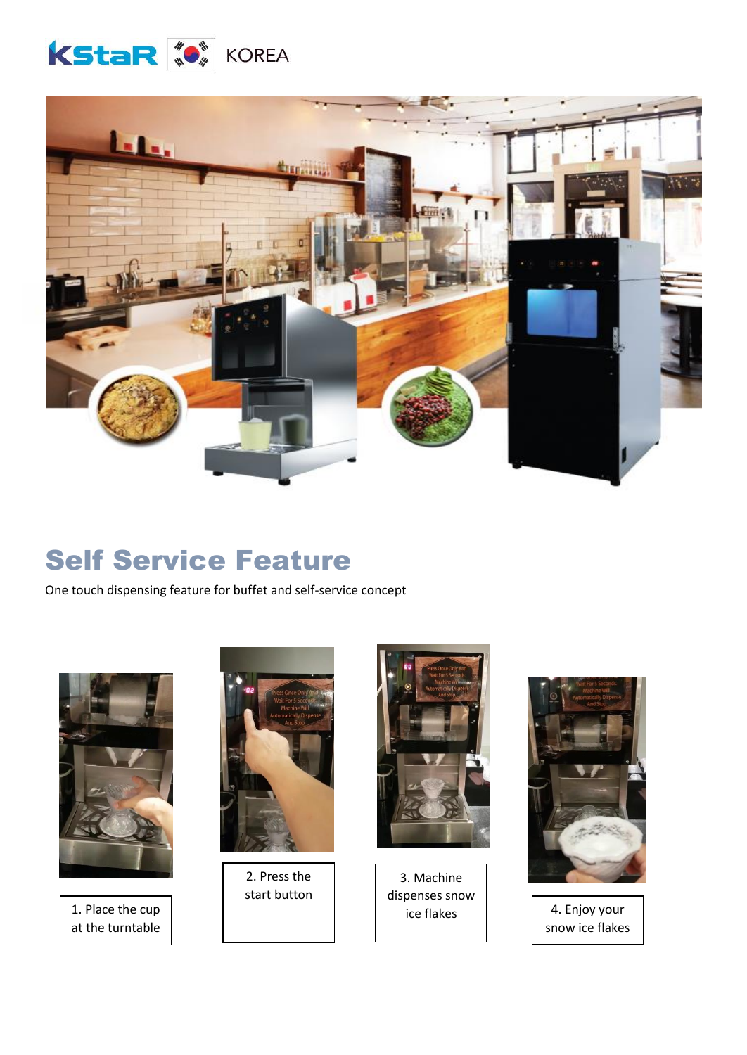KStaR KOREA

# Self Service Feature

One touch dispensing feature for buffet and self-service concept

1. Place the cup at the turntable

2. Press the start button

3. Machine dispenses snow ice flakes

4. Enjoy your snow ice flakes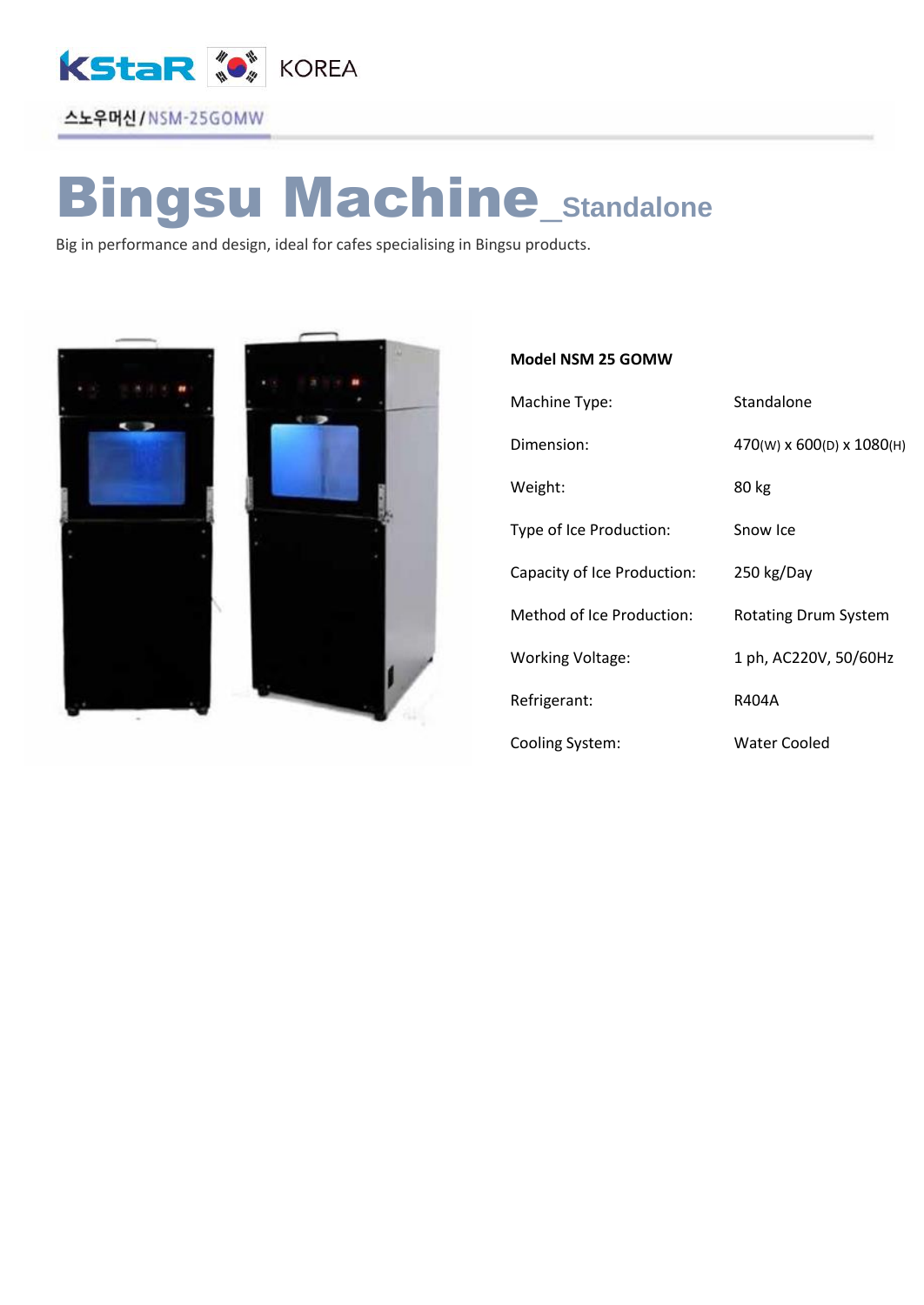KStaR KOREA

스노우머신 / NSM-25GOMW

# Bingsu Machine_Standalone

Big in performance and design, ideal for cafes specialising in Bingsu products.

**Model NSM 25 GOMW**

| | |
|---|---|
| Machine Type: | Standalone |
| Dimension: | 470(W) x 600(D) x 1080(H) |
| Weight: | 80 kg |
| Type of Ice Production: | Snow Ice |
| Capacity of Ice Production: | 250 kg/Day |
| Method of Ice Production: | Rotating Drum System |
| Working Voltage: | 1 ph, AC220V, 50/60Hz |
| Refrigerant: | R404A |
| Cooling System: | Water Cooled |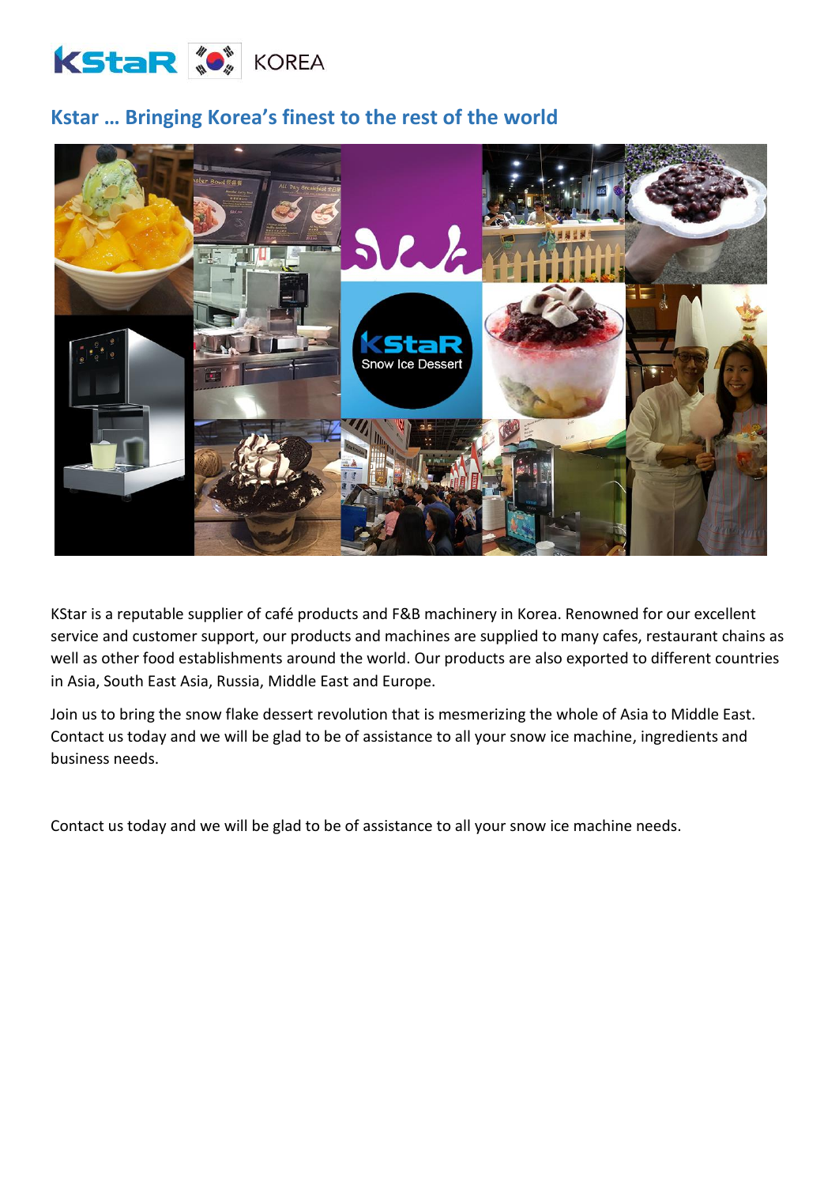KStaR KOREA

## Kstar … Bringing Korea's finest to the rest of the world

KStar is a reputable supplier of café products and F&B machinery in Korea. Renowned for our excellent service and customer support, our products and machines are supplied to many cafes, restaurant chains as well as other food establishments around the world. Our products are also exported to different countries in Asia, South East Asia, Russia, Middle East and Europe.

Join us to bring the snow flake dessert revolution that is mesmerizing the whole of Asia to Middle East. Contact us today and we will be glad to be of assistance to all your snow ice machine, ingredients and business needs.

Contact us today and we will be glad to be of assistance to all your snow ice machine needs.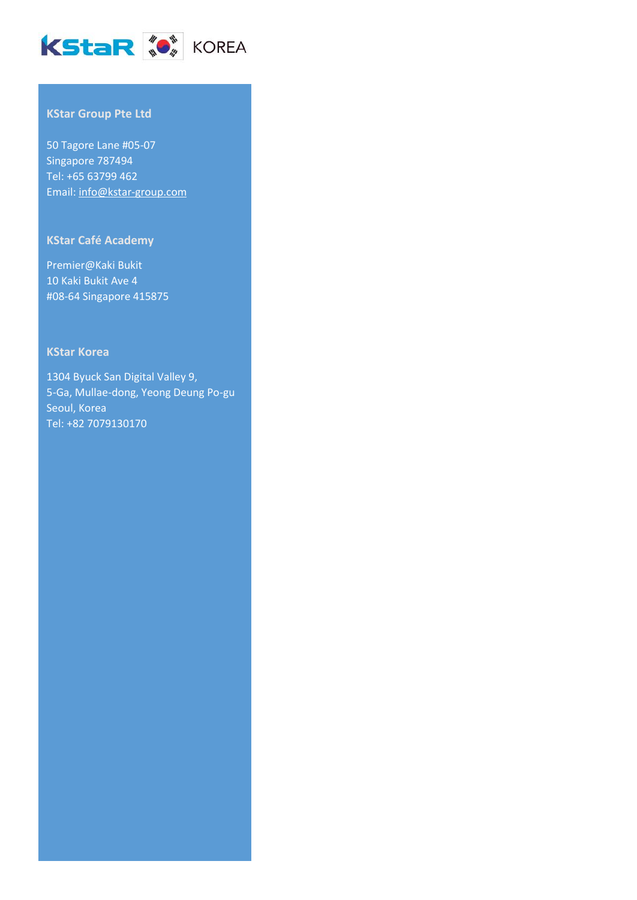KStaR KOREA

**KStar Group Pte Ltd**

50 Tagore Lane #05-07
Singapore 787494
Tel: +65 63799 462
Email: info@kstar-group.com

**KStar Café Academy**

Premier@Kaki Bukit
10 Kaki Bukit Ave 4
#08-64 Singapore 415875

**KStar Korea**

1304 Byuck San Digital Valley 9,
5-Ga, Mullae-dong, Yeong Deung Po-gu
Seoul, Korea
Tel: +82 7079130170